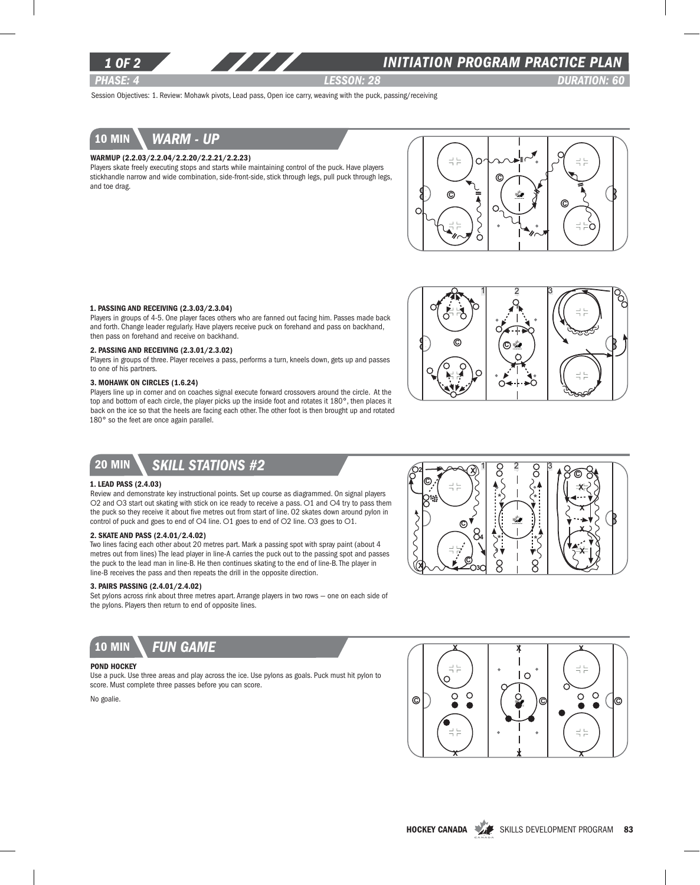# INITIATION PROGRAM PRACTICE PLAN

**PHASE: 4** | **LESSON: 28** | **DURATION: 60**

Session Objectives: 1. Review: Mohawk pivots, Lead pass, Open ice carry, weaving with the puck, passing/receiving

## 10 MIN WARM - UP

**WARMUP (2.2.03/2.2.04/2.2.20/2.2.21/2.2.23)**

Players skate freely executing stops and starts while maintaining control of the puck. Have players stickhandle narrow and wide combination, side-front-side, stick through legs, pull puck through legs, and toe drag.

**1. PASSING AND RECEIVING (2.3.03/2.3.04)**

Players in groups of 4-5. One player faces others who are fanned out facing him. Passes made back and forth. Change leader regularly. Have players receive puck on forehand and pass on backhand, then pass on forehand and receive on backhand.

**2. PASSING AND RECEIVING (2.3.01/2.3.02)**

Players in groups of three. Player receives a pass, performs a turn, kneels down, gets up and passes to one of his partners.

**3. MOHAWK ON CIRCLES (1.6.24)**

Players line up in corner and on coaches signal execute forward crossovers around the circle. At the top and bottom of each circle, the player picks up the inside foot and rotates it 180°, then places it back on the ice so that the heels are facing each other. The other foot is then brought up and rotated 180° so the feet are once again parallel.

## 20 MIN SKILL STATIONS #2

**1. LEAD PASS (2.4.03)**

Review and demonstrate key instructional points. Set up course as diagrammed. On signal players O2 and O3 start out skating with stick on ice ready to receive a pass. O1 and O4 try to pass them the puck so they receive it about five metres out from start of line. O2 skates down around pylon in control of puck and goes to end of O4 line. O1 goes to end of O2 line. O3 goes to O1.

**2. SKATE AND PASS (2.4.01/2.4.02)**

Two lines facing each other about 20 metres part. Mark a passing spot with spray paint (about 4 metres out from lines) The lead player in line-A carries the puck out to the passing spot and passes the puck to the lead man in line-B. He then continues skating to the end of line-B. The player in line-B receives the pass and then repeats the drill in the opposite direction.

**3. PAIRS PASSING (2.4.01/2.4.02)**

Set pylons across rink about three metres apart. Arrange players in two rows – one on each side of the pylons. Players then return to end of opposite lines.

## 10 MIN FUN GAME

**POND HOCKEY**

Use a puck. Use three areas and play across the ice. Use pylons as goals. Puck must hit pylon to score. Must complete three passes before you can score.

No goalie.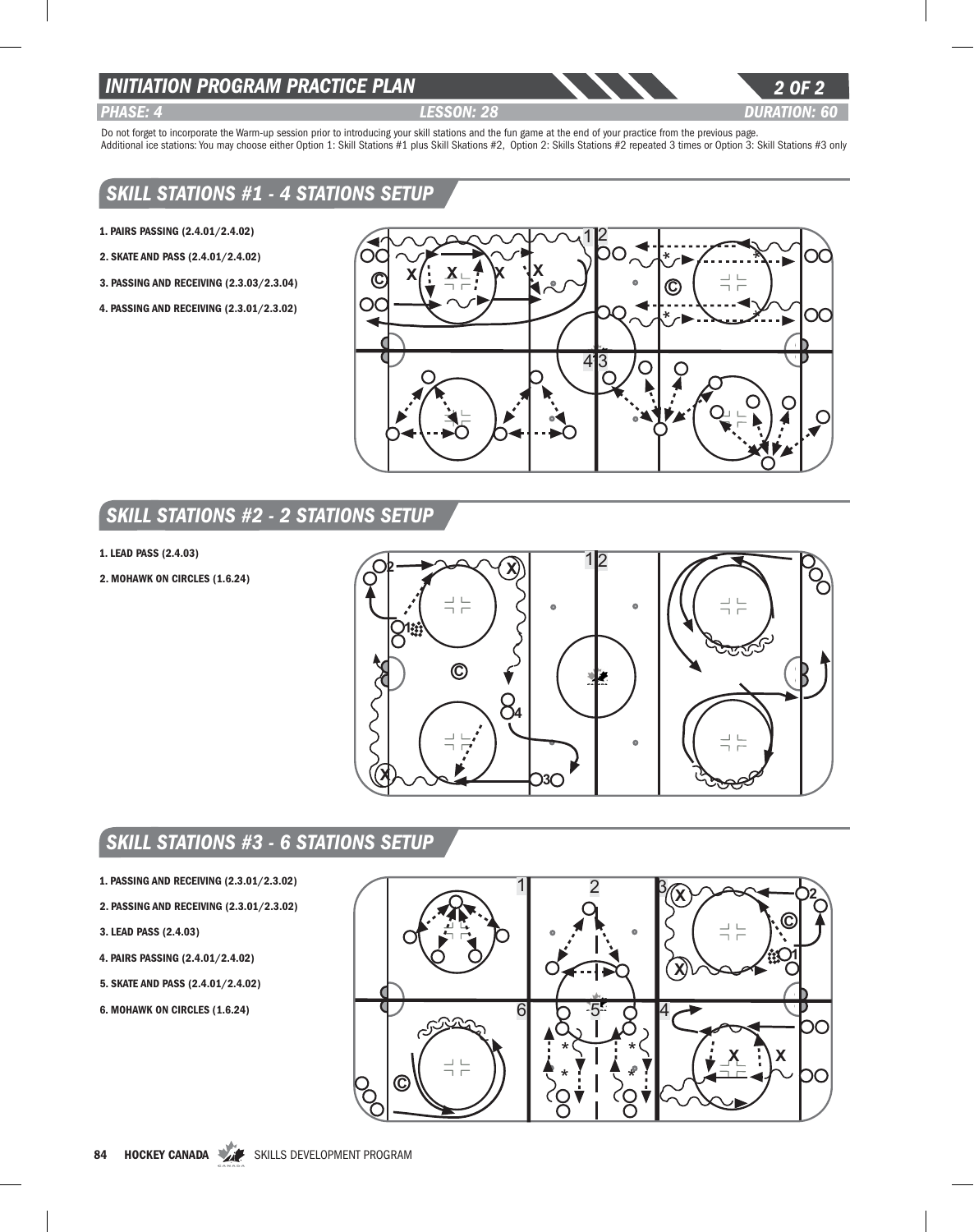# INITIATION PROGRAM PRACTICE PLAN

*PHASE: 4* *LESSON: 28* *DURATION: 60*

Do not forget to incorporate the Warm-up session prior to introducing your skill stations and the fun game at the end of your practice from the previous page.
Additional ice stations: You may choose either Option 1: Skill Stations #1 plus Skill Skations #2, Option 2: Skills Stations #2 repeated 3 times or Option 3: Skill Stations #3 only

## SKILL STATIONS #1 - 4 STATIONS SETUP

1. PAIRS PASSING (2.4.01/2.4.02)
2. SKATE AND PASS (2.4.01/2.4.02)
3. PASSING AND RECEIVING (2.3.03/2.3.04)
4. PASSING AND RECEIVING (2.3.01/2.3.02)

## SKILL STATIONS #2 - 2 STATIONS SETUP

1. LEAD PASS (2.4.03)
2. MOHAWK ON CIRCLES (1.6.24)

## SKILL STATIONS #3 - 6 STATIONS SETUP

1. PASSING AND RECEIVING (2.3.01/2.3.02)
2. PASSING AND RECEIVING (2.3.01/2.3.02)
3. LEAD PASS (2.4.03)
4. PAIRS PASSING (2.4.01/2.4.02)
5. SKATE AND PASS (2.4.01/2.4.02)
6. MOHAWK ON CIRCLES (1.6.24)